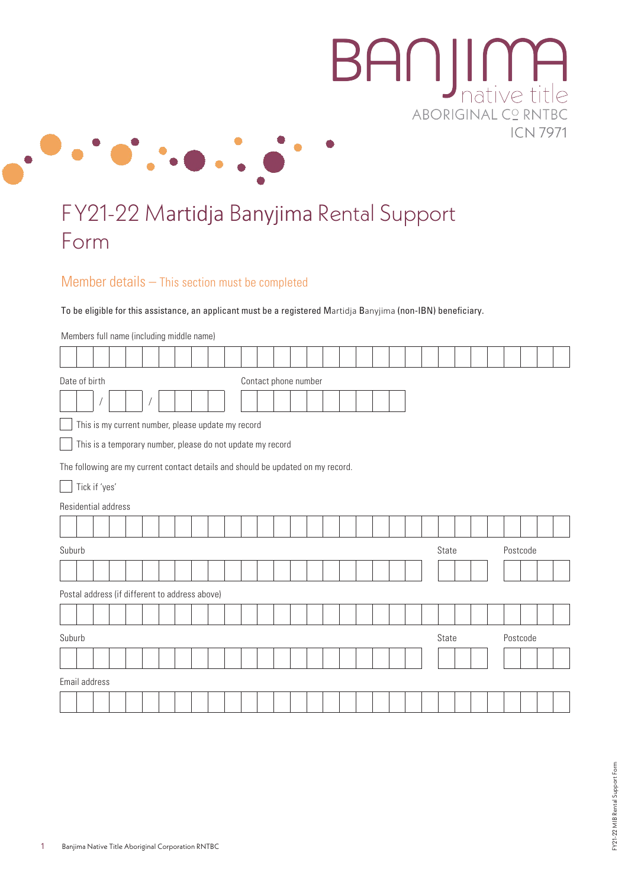BANJIMA native title ABORIGINAL CORPORATION RNTBC
ICN 7971

# FY21-22 Martidja Banyjima Rental Support Form

## Member details – This section must be completed

To be eligible for this assistance, an applicant must be a registered Martidja Banyjima (non-IBN) beneficiary.

Members full name (including middle name)

Date of birth

/ /

Contact phone number

☐ This is my current number, please update my record

☐ This is a temporary number, please do not update my record

The following are my current contact details and should be updated on my record.

☐ Tick if 'yes'

Residential address

Suburb

State

Postcode

Postal address (if different to address above)

Suburb

State

Postcode

Email address

Banjima Native Title Aboriginal Corporation RNTBC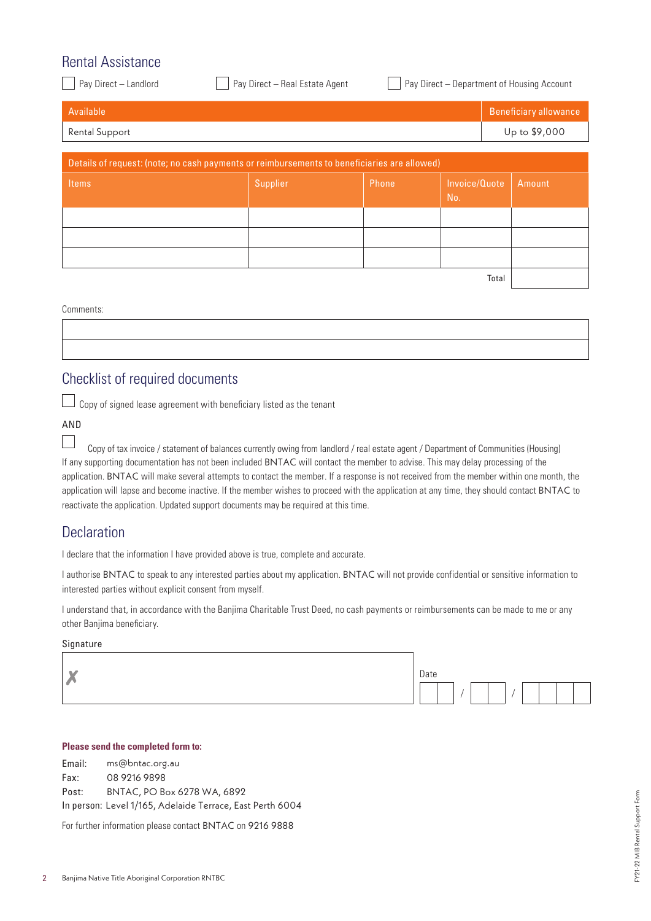## Rental Assistance

☐ Pay Direct – Landlord ☐ Pay Direct – Real Estate Agent ☐ Pay Direct – Department of Housing Account

| Available | Beneficiary allowance |
|---|---|
| Rental Support | Up to $9,000 |

Details of request: (note; no cash payments or reimbursements to beneficiaries are allowed)

| Items | Supplier | Phone | Invoice/Quote No. | Amount |
|---|---|---|---|---|
| | | | | |
| | | | | |
| | | | | |
| | | | Total | |

Comments:

## Checklist of required documents

☐ Copy of signed lease agreement with beneficiary listed as the tenant

AND

☐ Copy of tax invoice / statement of balances currently owing from landlord / real estate agent / Department of Communities (Housing)

If any supporting documentation has not been included BNTAC will contact the member to advise. This may delay processing of the application. BNTAC will make several attempts to contact the member. If a response is not received from the member within one month, the application will lapse and become inactive. If the member wishes to proceed with the application at any time, they should contact BNTAC to reactivate the application. Updated support documents may be required at this time.

## Declaration

I declare that the information I have provided above is true, complete and accurate.

I authorise BNTAC to speak to any interested parties about my application. BNTAC will not provide confidential or sensitive information to interested parties without explicit consent from myself.

I understand that, in accordance with the Banjima Charitable Trust Deed, no cash payments or reimbursements can be made to me or any other Banjima beneficiary.

Signature

✗

Date __ __ / __ __ / __ __ __ __

**Please send the completed form to:**

Email: ms@bntac.org.au
Fax: 08 9216 9898
Post: BNTAC, PO Box 6278 WA, 6892
In person: Level 1/165, Adelaide Terrace, East Perth 6004

For further information please contact BNTAC on 9216 9888